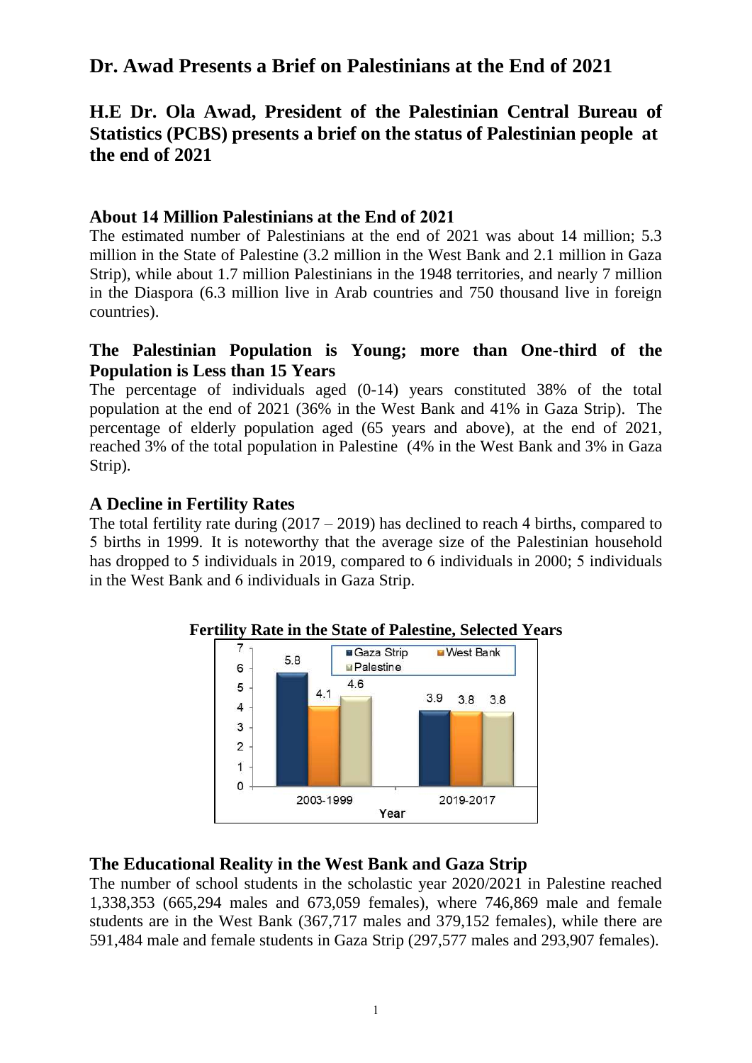# Dr. Awad Presents a Brief on Palestinians at the End of 2021

## H.E Dr. Ola Awad, President of the Palestinian Central Bureau of Statistics (PCBS) presents a brief on the status of Palestinian people at the end of 2021

### About 14 Million Palestinians at the End of 2021

The estimated number of Palestinians at the end of 2021 was about 14 million; 5.3 million in the State of Palestine (3.2 million in the West Bank and 2.1 million in Gaza Strip), while about 1.7 million Palestinians in the 1948 territories, and nearly 7 million in the Diaspora (6.3 million live in Arab countries and 750 thousand live in foreign countries).

### The Palestinian Population is Young; more than One-third of the Population is Less than 15 Years

The percentage of individuals aged (0-14) years constituted 38% of the total population at the end of 2021 (36% in the West Bank and 41% in Gaza Strip). The percentage of elderly population aged (65 years and above), at the end of 2021, reached 3% of the total population in Palestine (4% in the West Bank and 3% in Gaza Strip).

### A Decline in Fertility Rates

The total fertility rate during (2017 – 2019) has declined to reach 4 births, compared to 5 births in 1999. It is noteworthy that the average size of the Palestinian household has dropped to 5 individuals in 2019, compared to 6 individuals in 2000; 5 individuals in the West Bank and 6 individuals in Gaza Strip.

**Fertility Rate in the State of Palestine, Selected Years**

| Year | Gaza Strip | West Bank | Palestine |
|---|---|---|---|
| 2003-1999 | 5.8 | 4.1 | 4.6 |
| 2019-2017 | 3.9 | 3.8 | 3.8 |

### The Educational Reality in the West Bank and Gaza Strip

The number of school students in the scholastic year 2020/2021 in Palestine reached 1,338,353 (665,294 males and 673,059 females), where 746,869 male and female students are in the West Bank (367,717 males and 379,152 females), while there are 591,484 male and female students in Gaza Strip (297,577 males and 293,907 females).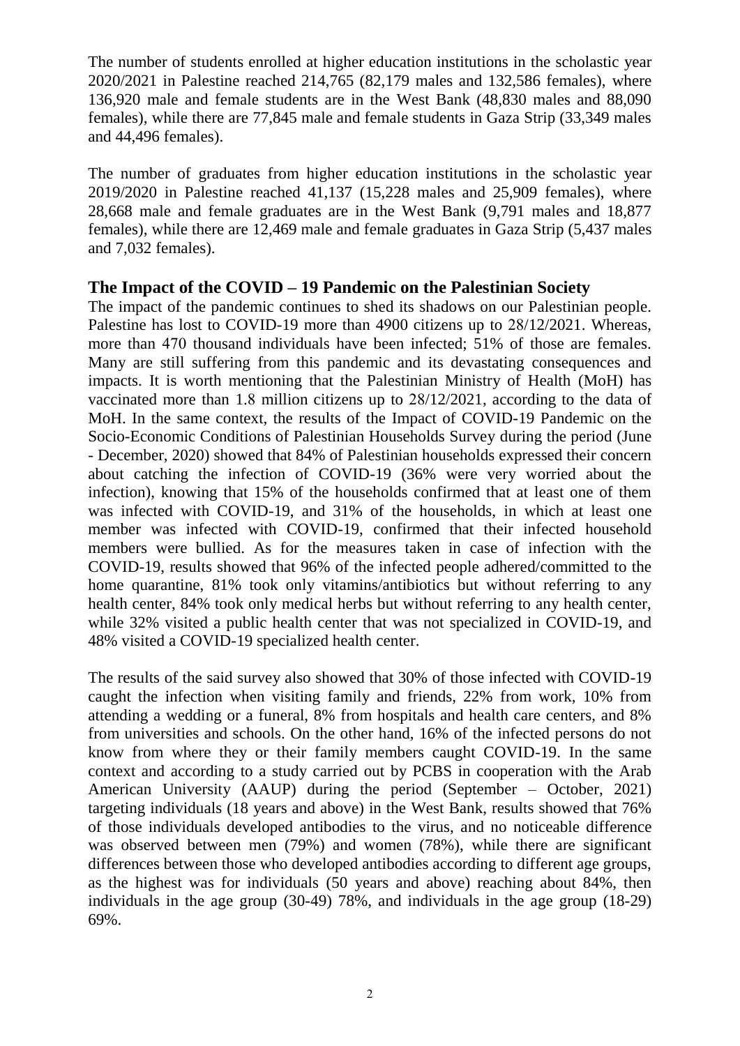The number of students enrolled at higher education institutions in the scholastic year 2020/2021 in Palestine reached 214,765 (82,179 males and 132,586 females), where 136,920 male and female students are in the West Bank (48,830 males and 88,090 females), while there are 77,845 male and female students in Gaza Strip (33,349 males and 44,496 females).

The number of graduates from higher education institutions in the scholastic year 2019/2020 in Palestine reached 41,137 (15,228 males and 25,909 females), where 28,668 male and female graduates are in the West Bank (9,791 males and 18,877 females), while there are 12,469 male and female graduates in Gaza Strip (5,437 males and 7,032 females).

## The Impact of the COVID – 19 Pandemic on the Palestinian Society

The impact of the pandemic continues to shed its shadows on our Palestinian people. Palestine has lost to COVID-19 more than 4900 citizens up to 28/12/2021. Whereas, more than 470 thousand individuals have been infected; 51% of those are females. Many are still suffering from this pandemic and its devastating consequences and impacts. It is worth mentioning that the Palestinian Ministry of Health (MoH) has vaccinated more than 1.8 million citizens up to 28/12/2021, according to the data of MoH. In the same context, the results of the Impact of COVID-19 Pandemic on the Socio-Economic Conditions of Palestinian Households Survey during the period (June - December, 2020) showed that 84% of Palestinian households expressed their concern about catching the infection of COVID-19 (36% were very worried about the infection), knowing that 15% of the households confirmed that at least one of them was infected with COVID-19, and 31% of the households, in which at least one member was infected with COVID-19, confirmed that their infected household members were bullied. As for the measures taken in case of infection with the COVID-19, results showed that 96% of the infected people adhered/committed to the home quarantine, 81% took only vitamins/antibiotics but without referring to any health center, 84% took only medical herbs but without referring to any health center, while 32% visited a public health center that was not specialized in COVID-19, and 48% visited a COVID-19 specialized health center.

The results of the said survey also showed that 30% of those infected with COVID-19 caught the infection when visiting family and friends, 22% from work, 10% from attending a wedding or a funeral, 8% from hospitals and health care centers, and 8% from universities and schools. On the other hand, 16% of the infected persons do not know from where they or their family members caught COVID-19. In the same context and according to a study carried out by PCBS in cooperation with the Arab American University (AAUP) during the period (September – October, 2021) targeting individuals (18 years and above) in the West Bank, results showed that 76% of those individuals developed antibodies to the virus, and no noticeable difference was observed between men (79%) and women (78%), while there are significant differences between those who developed antibodies according to different age groups, as the highest was for individuals (50 years and above) reaching about 84%, then individuals in the age group (30-49) 78%, and individuals in the age group (18-29) 69%.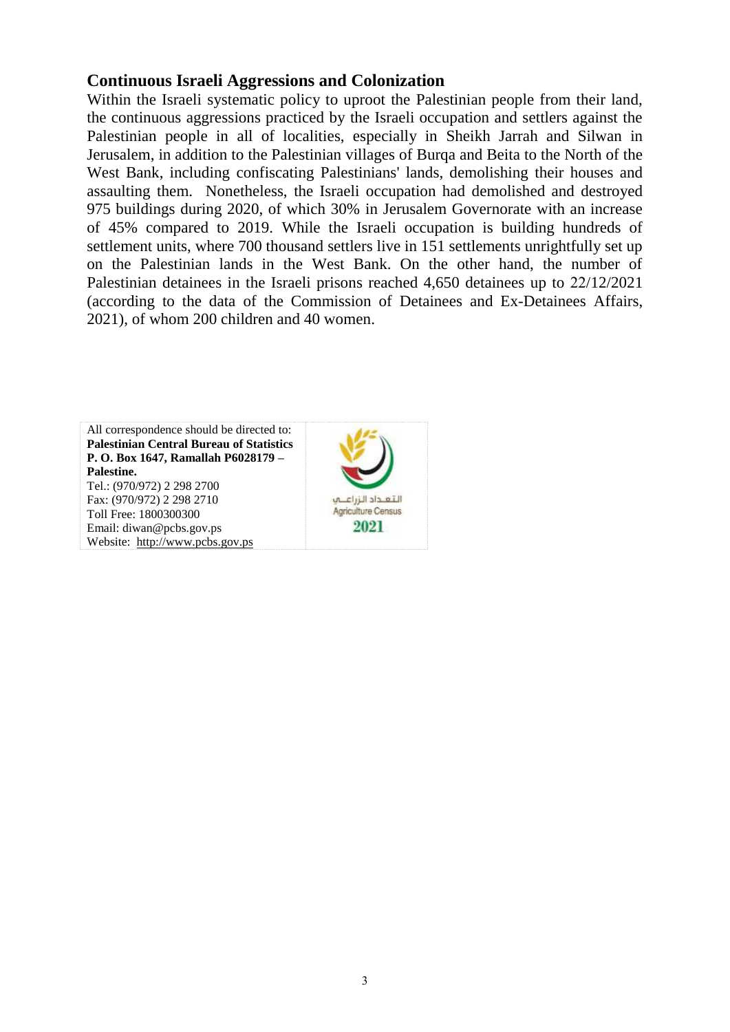## Continuous Israeli Aggressions and Colonization

Within the Israeli systematic policy to uproot the Palestinian people from their land, the continuous aggressions practiced by the Israeli occupation and settlers against the Palestinian people in all of localities, especially in Sheikh Jarrah and Silwan in Jerusalem, in addition to the Palestinian villages of Burqa and Beita to the North of the West Bank, including confiscating Palestinians' lands, demolishing their houses and assaulting them. Nonetheless, the Israeli occupation had demolished and destroyed 975 buildings during 2020, of which 30% in Jerusalem Governorate with an increase of 45% compared to 2019. While the Israeli occupation is building hundreds of settlement units, where 700 thousand settlers live in 151 settlements unrightfully set up on the Palestinian lands in the West Bank. On the other hand, the number of Palestinian detainees in the Israeli prisons reached 4,650 detainees up to 22/12/2021 (according to the data of the Commission of Detainees and Ex-Detainees Affairs, 2021), of whom 200 children and 40 women.

All correspondence should be directed to:
**Palestinian Central Bureau of Statistics**
**P. O. Box 1647, Ramallah P6028179 – Palestine.**
Tel.: (970/972) 2 298 2700
Fax: (970/972) 2 298 2710
Toll Free: 1800300300
Email: diwan@pcbs.gov.ps
Website: http://www.pcbs.gov.ps

التعداد الزراعي
Agriculture Census
2021